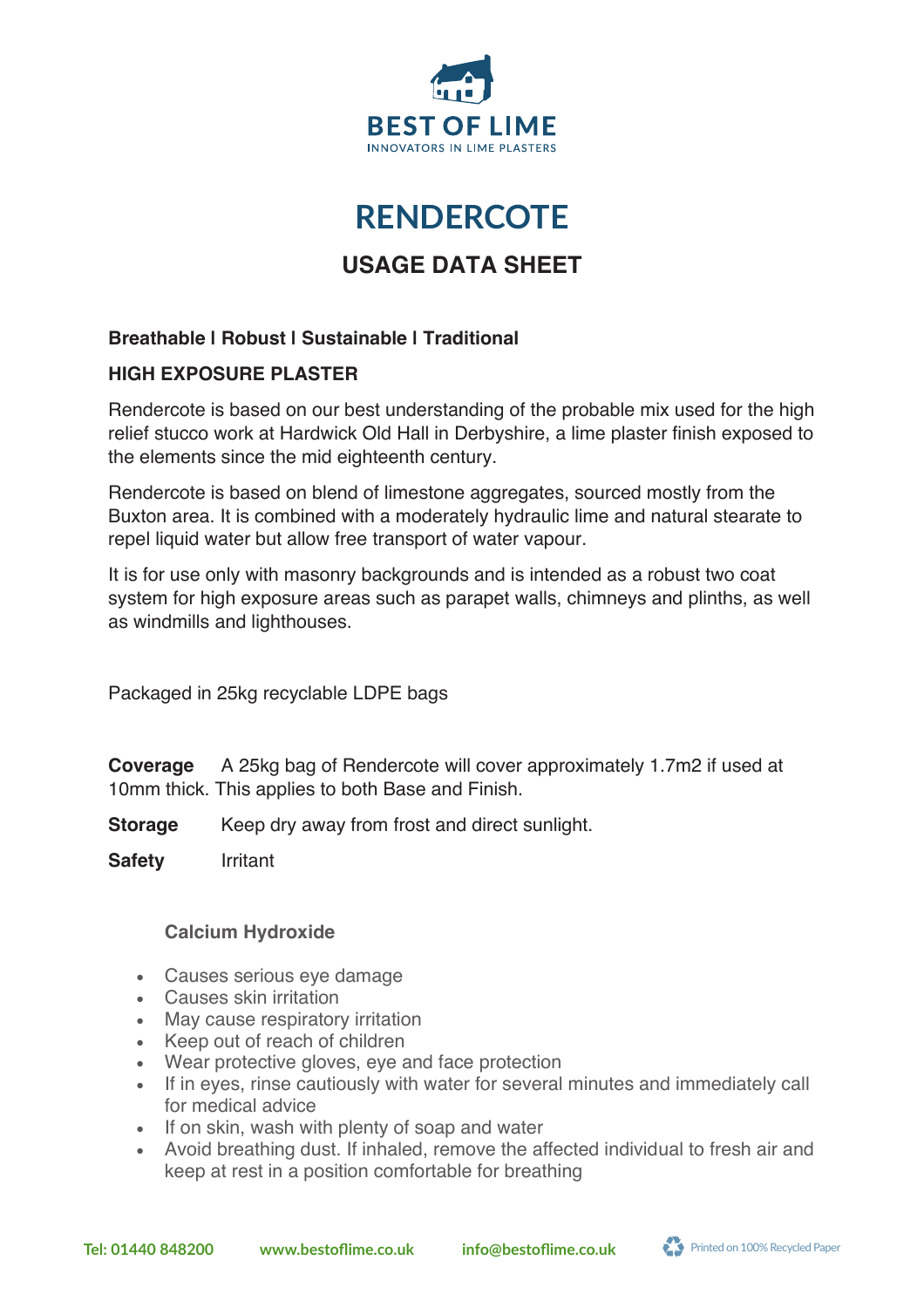BEST OF LIME

INNOVATORS IN LIME PLASTERS

# RENDERCOTE

## USAGE DATA SHEET

**Breathable I Robust I Sustainable I Traditional**

**HIGH EXPOSURE PLASTER**

Rendercote is based on our best understanding of the probable mix used for the high relief stucco work at Hardwick Old Hall in Derbyshire, a lime plaster finish exposed to the elements since the mid eighteenth century.

Rendercote is based on blend of limestone aggregates, sourced mostly from the Buxton area. It is combined with a moderately hydraulic lime and natural stearate to repel liquid water but allow free transport of water vapour.

It is for use only with masonry backgrounds and is intended as a robust two coat system for high exposure areas such as parapet walls, chimneys and plinths, as well as windmills and lighthouses.

Packaged in 25kg recyclable LDPE bags

**Coverage** A 25kg bag of Rendercote will cover approximately 1.7m2 if used at 10mm thick. This applies to both Base and Finish.

**Storage** Keep dry away from frost and direct sunlight.

**Safety** Irritant

**Calcium Hydroxide**

- Causes serious eye damage
- Causes skin irritation
- May cause respiratory irritation
- Keep out of reach of children
- Wear protective gloves, eye and face protection
- If in eyes, rinse cautiously with water for several minutes and immediately call for medical advice
- If on skin, wash with plenty of soap and water
- Avoid breathing dust. If inhaled, remove the affected individual to fresh air and keep at rest in a position comfortable for breathing

Tel: 01440 848200 www.bestoflime.co.uk info@bestoflime.co.uk Printed on 100% Recycled Paper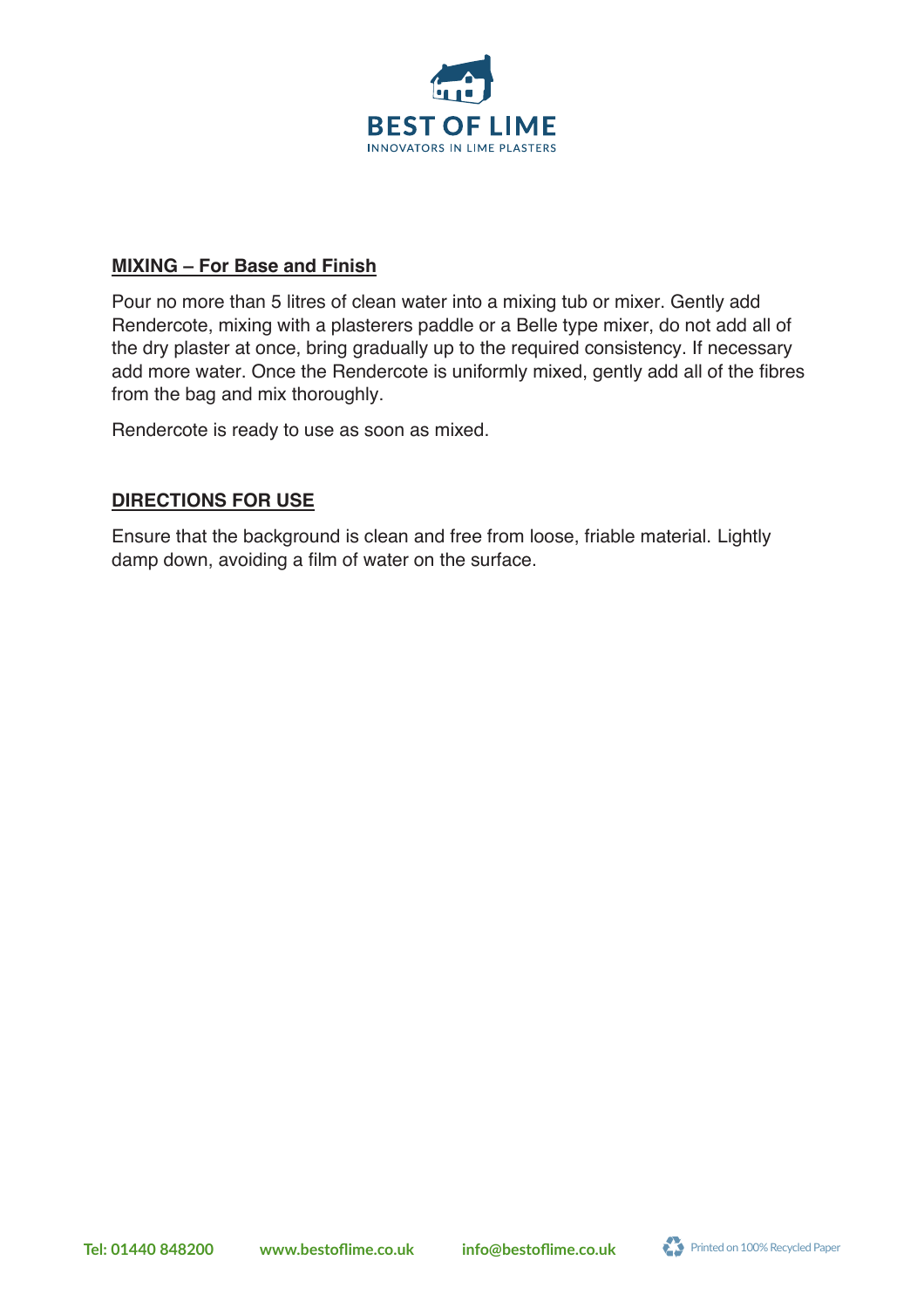## MIXING – For Base and Finish

Pour no more than 5 litres of clean water into a mixing tub or mixer. Gently add Rendercote, mixing with a plasterers paddle or a Belle type mixer, do not add all of the dry plaster at once, bring gradually up to the required consistency. If necessary add more water. Once the Rendercote is uniformly mixed, gently add all of the fibres from the bag and mix thoroughly.

Rendercote is ready to use as soon as mixed.

## DIRECTIONS FOR USE

Ensure that the background is clean and free from loose, friable material. Lightly damp down, avoiding a film of water on the surface.